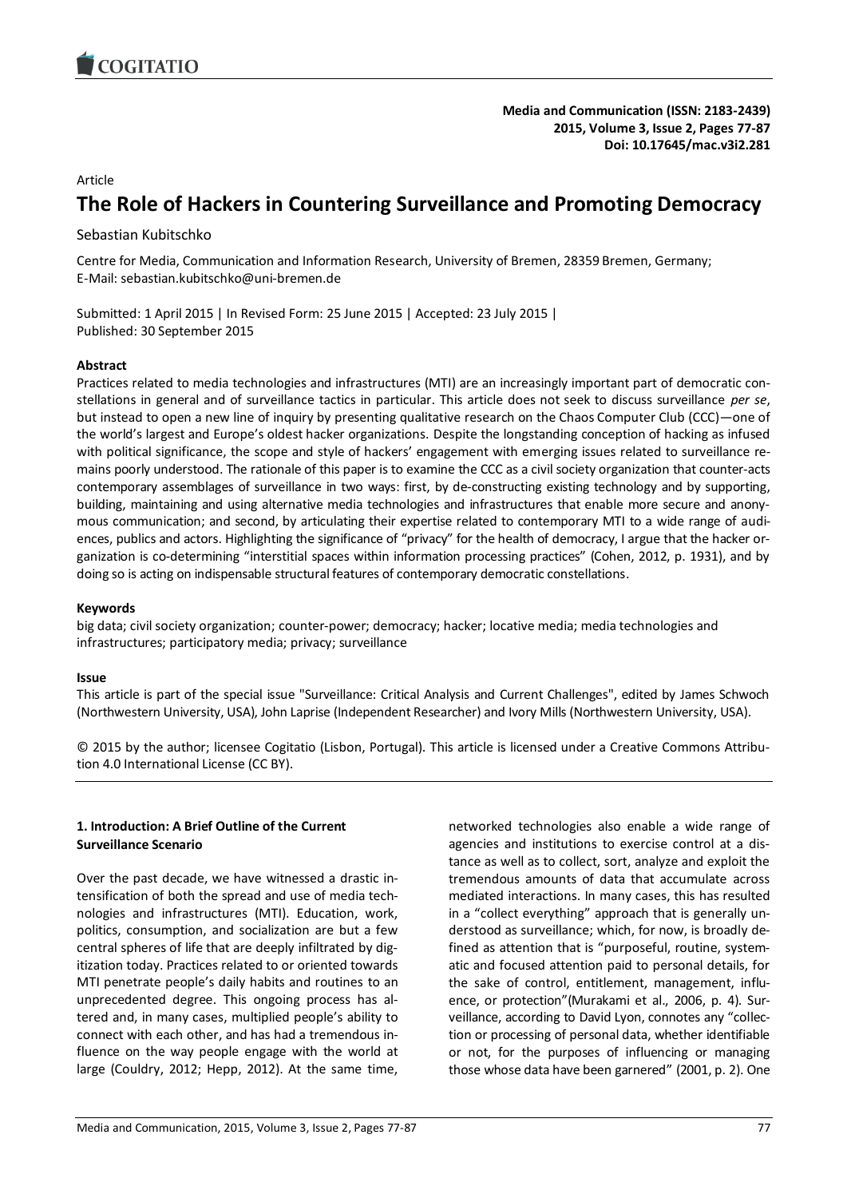**Media and Communication (ISSN: 2183-2439)**
**2015, Volume 3, Issue 2, Pages 77-87**
**Doi: 10.17645/mac.v3i2.281**

Article

# The Role of Hackers in Countering Surveillance and Promoting Democracy

Sebastian Kubitschko

Centre for Media, Communication and Information Research, University of Bremen, 28359 Bremen, Germany; E-Mail: sebastian.kubitschko@uni-bremen.de

Submitted: 1 April 2015 | In Revised Form: 25 June 2015 | Accepted: 23 July 2015 | Published: 30 September 2015

### Abstract

Practices related to media technologies and infrastructures (MTI) are an increasingly important part of democratic constellations in general and of surveillance tactics in particular. This article does not seek to discuss surveillance *per se*, but instead to open a new line of inquiry by presenting qualitative research on the Chaos Computer Club (CCC)—one of the world's largest and Europe's oldest hacker organizations. Despite the longstanding conception of hacking as infused with political significance, the scope and style of hackers' engagement with emerging issues related to surveillance remains poorly understood. The rationale of this paper is to examine the CCC as a civil society organization that counter-acts contemporary assemblages of surveillance in two ways: first, by de-constructing existing technology and by supporting, building, maintaining and using alternative media technologies and infrastructures that enable more secure and anonymous communication; and second, by articulating their expertise related to contemporary MTI to a wide range of audiences, publics and actors. Highlighting the significance of "privacy" for the health of democracy, I argue that the hacker organization is co-determining "interstitial spaces within information processing practices" (Cohen, 2012, p. 1931), and by doing so is acting on indispensable structural features of contemporary democratic constellations.

### Keywords

big data; civil society organization; counter-power; democracy; hacker; locative media; media technologies and infrastructures; participatory media; privacy; surveillance

### Issue

This article is part of the special issue "Surveillance: Critical Analysis and Current Challenges", edited by James Schwoch (Northwestern University, USA), John Laprise (Independent Researcher) and Ivory Mills (Northwestern University, USA).

© 2015 by the author; licensee Cogitatio (Lisbon, Portugal). This article is licensed under a Creative Commons Attribution 4.0 International License (CC BY).

## 1. Introduction: A Brief Outline of the Current Surveillance Scenario

Over the past decade, we have witnessed a drastic intensification of both the spread and use of media technologies and infrastructures (MTI). Education, work, politics, consumption, and socialization are but a few central spheres of life that are deeply infiltrated by digitization today. Practices related to or oriented towards MTI penetrate people's daily habits and routines to an unprecedented degree. This ongoing process has altered and, in many cases, multiplied people's ability to connect with each other, and has had a tremendous influence on the way people engage with the world at large (Couldry, 2012; Hepp, 2012). At the same time, networked technologies also enable a wide range of agencies and institutions to exercise control at a distance as well as to collect, sort, analyze and exploit the tremendous amounts of data that accumulate across mediated interactions. In many cases, this has resulted in a "collect everything" approach that is generally understood as surveillance; which, for now, is broadly defined as attention that is "purposeful, routine, systematic and focused attention paid to personal details, for the sake of control, entitlement, management, influence, or protection"(Murakami et al., 2006, p. 4). Surveillance, according to David Lyon, connotes any "collection or processing of personal data, whether identifiable or not, for the purposes of influencing or managing those whose data have been garnered" (2001, p. 2). One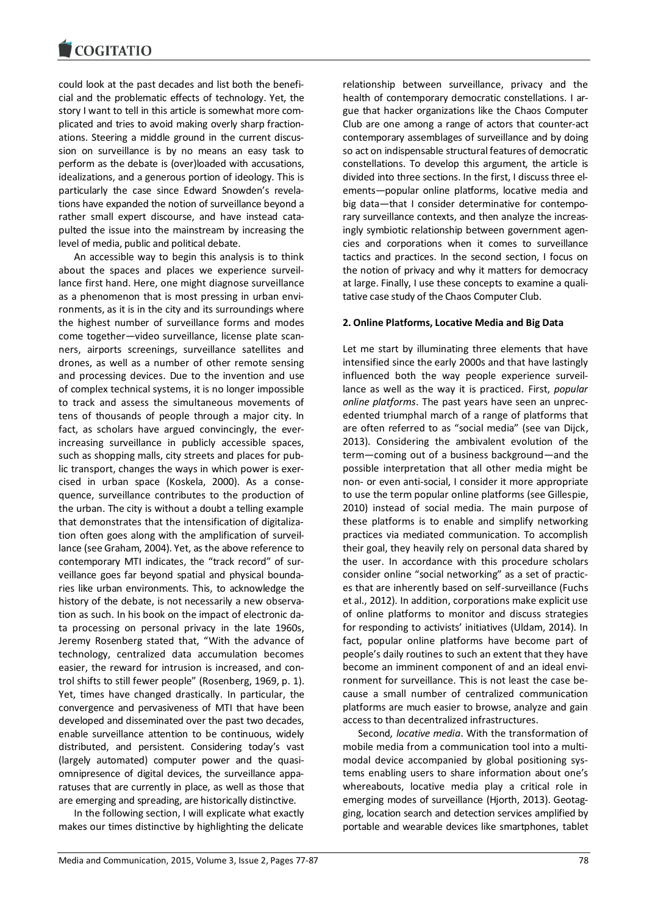could look at the past decades and list both the beneficial and the problematic effects of technology. Yet, the story I want to tell in this article is somewhat more complicated and tries to avoid making overly sharp fractionations. Steering a middle ground in the current discussion on surveillance is by no means an easy task to perform as the debate is (over)loaded with accusations, idealizations, and a generous portion of ideology. This is particularly the case since Edward Snowden's revelations have expanded the notion of surveillance beyond a rather small expert discourse, and have instead catapulted the issue into the mainstream by increasing the level of media, public and political debate.

An accessible way to begin this analysis is to think about the spaces and places we experience surveillance first hand. Here, one might diagnose surveillance as a phenomenon that is most pressing in urban environments, as it is in the city and its surroundings where the highest number of surveillance forms and modes come together—video surveillance, license plate scanners, airports screenings, surveillance satellites and drones, as well as a number of other remote sensing and processing devices. Due to the invention and use of complex technical systems, it is no longer impossible to track and assess the simultaneous movements of tens of thousands of people through a major city. In fact, as scholars have argued convincingly, the ever-increasing surveillance in publicly accessible spaces, such as shopping malls, city streets and places for public transport, changes the ways in which power is exercised in urban space (Koskela, 2000). As a consequence, surveillance contributes to the production of the urban. The city is without a doubt a telling example that demonstrates that the intensification of digitalization often goes along with the amplification of surveillance (see Graham, 2004). Yet, as the above reference to contemporary MTI indicates, the "track record" of surveillance goes far beyond spatial and physical boundaries like urban environments. This, to acknowledge the history of the debate, is not necessarily a new observation as such. In his book on the impact of electronic data processing on personal privacy in the late 1960s, Jeremy Rosenberg stated that, "With the advance of technology, centralized data accumulation becomes easier, the reward for intrusion is increased, and control shifts to still fewer people" (Rosenberg, 1969, p. 1). Yet, times have changed drastically. In particular, the convergence and pervasiveness of MTI that have been developed and disseminated over the past two decades, enable surveillance attention to be continuous, widely distributed, and persistent. Considering today's vast (largely automated) computer power and the quasi-omnipresence of digital devices, the surveillance apparatuses that are currently in place, as well as those that are emerging and spreading, are historically distinctive.

In the following section, I will explicate what exactly makes our times distinctive by highlighting the delicate relationship between surveillance, privacy and the health of contemporary democratic constellations. I argue that hacker organizations like the Chaos Computer Club are one among a range of actors that counter-act contemporary assemblages of surveillance and by doing so act on indispensable structural features of democratic constellations. To develop this argument, the article is divided into three sections. In the first, I discuss three elements—popular online platforms, locative media and big data—that I consider determinative for contemporary surveillance contexts, and then analyze the increasingly symbiotic relationship between government agencies and corporations when it comes to surveillance tactics and practices. In the second section, I focus on the notion of privacy and why it matters for democracy at large. Finally, I use these concepts to examine a qualitative case study of the Chaos Computer Club.

## 2. Online Platforms, Locative Media and Big Data

Let me start by illuminating three elements that have intensified since the early 2000s and that have lastingly influenced both the way people experience surveillance as well as the way it is practiced. First, *popular online platforms*. The past years have seen an unprecedented triumphal march of a range of platforms that are often referred to as "social media" (see van Dijck, 2013). Considering the ambivalent evolution of the term—coming out of a business background—and the possible interpretation that all other media might be non- or even anti-social, I consider it more appropriate to use the term popular online platforms (see Gillespie, 2010) instead of social media. The main purpose of these platforms is to enable and simplify networking practices via mediated communication. To accomplish their goal, they heavily rely on personal data shared by the user. In accordance with this procedure scholars consider online "social networking" as a set of practices that are inherently based on self-surveillance (Fuchs et al., 2012). In addition, corporations make explicit use of online platforms to monitor and discuss strategies for responding to activists' initiatives (Uldam, 2014). In fact, popular online platforms have become part of people's daily routines to such an extent that they have become an imminent component of and an ideal environment for surveillance. This is not least the case because a small number of centralized communication platforms are much easier to browse, analyze and gain access to than decentralized infrastructures.

Second, *locative media*. With the transformation of mobile media from a communication tool into a multimodal device accompanied by global positioning systems enabling users to share information about one's whereabouts, locative media play a critical role in emerging modes of surveillance (Hjorth, 2013). Geotagging, location search and detection services amplified by portable and wearable devices like smartphones, tablet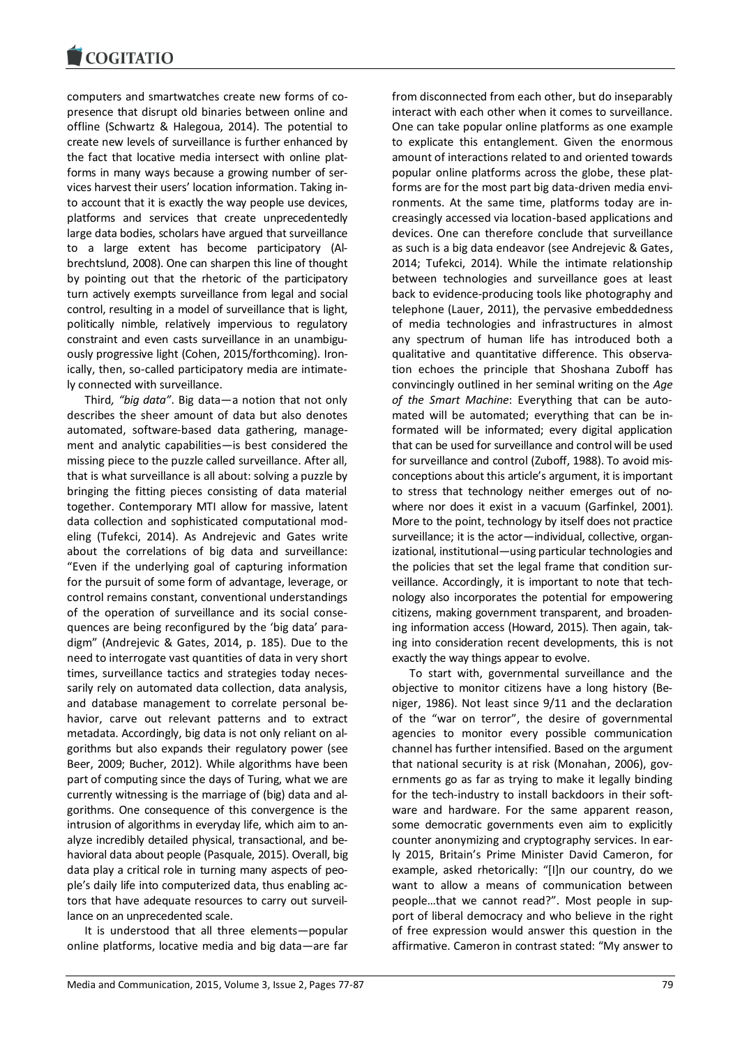computers and smartwatches create new forms of co-presence that disrupt old binaries between online and offline (Schwartz & Halegoua, 2014). The potential to create new levels of surveillance is further enhanced by the fact that locative media intersect with online platforms in many ways because a growing number of services harvest their users' location information. Taking into account that it is exactly the way people use devices, platforms and services that create unprecedentedly large data bodies, scholars have argued that surveillance to a large extent has become participatory (Albrechtslund, 2008). One can sharpen this line of thought by pointing out that the rhetoric of the participatory turn actively exempts surveillance from legal and social control, resulting in a model of surveillance that is light, politically nimble, relatively impervious to regulatory constraint and even casts surveillance in an unambiguously progressive light (Cohen, 2015/forthcoming). Ironically, then, so-called participatory media are intimately connected with surveillance.

Third, *"big data"*. Big data—a notion that not only describes the sheer amount of data but also denotes automated, software-based data gathering, management and analytic capabilities—is best considered the missing piece to the puzzle called surveillance. After all, that is what surveillance is all about: solving a puzzle by bringing the fitting pieces consisting of data material together. Contemporary MTI allow for massive, latent data collection and sophisticated computational modeling (Tufekci, 2014). As Andrejevic and Gates write about the correlations of big data and surveillance: "Even if the underlying goal of capturing information for the pursuit of some form of advantage, leverage, or control remains constant, conventional understandings of the operation of surveillance and its social consequences are being reconfigured by the 'big data' paradigm" (Andrejevic & Gates, 2014, p. 185). Due to the need to interrogate vast quantities of data in very short times, surveillance tactics and strategies today necessarily rely on automated data collection, data analysis, and database management to correlate personal behavior, carve out relevant patterns and to extract metadata. Accordingly, big data is not only reliant on algorithms but also expands their regulatory power (see Beer, 2009; Bucher, 2012). While algorithms have been part of computing since the days of Turing, what we are currently witnessing is the marriage of (big) data and algorithms. One consequence of this convergence is the intrusion of algorithms in everyday life, which aim to analyze incredibly detailed physical, transactional, and behavioral data about people (Pasquale, 2015). Overall, big data play a critical role in turning many aspects of people's daily life into computerized data, thus enabling actors that have adequate resources to carry out surveillance on an unprecedented scale.

It is understood that all three elements—popular online platforms, locative media and big data—are far from disconnected from each other, but do inseparably interact with each other when it comes to surveillance. One can take popular online platforms as one example to explicate this entanglement. Given the enormous amount of interactions related to and oriented towards popular online platforms across the globe, these platforms are for the most part big data-driven media environments. At the same time, platforms today are increasingly accessed via location-based applications and devices. One can therefore conclude that surveillance as such is a big data endeavor (see Andrejevic & Gates, 2014; Tufekci, 2014). While the intimate relationship between technologies and surveillance goes at least back to evidence-producing tools like photography and telephone (Lauer, 2011), the pervasive embeddedness of media technologies and infrastructures in almost any spectrum of human life has introduced both a qualitative and quantitative difference. This observation echoes the principle that Shoshana Zuboff has convincingly outlined in her seminal writing on the *Age of the Smart Machine*: Everything that can be automated will be automated; everything that can be informated will be informated; every digital application that can be used for surveillance and control will be used for surveillance and control (Zuboff, 1988). To avoid misconceptions about this article's argument, it is important to stress that technology neither emerges out of nowhere nor does it exist in a vacuum (Garfinkel, 2001). More to the point, technology by itself does not practice surveillance; it is the actor—individual, collective, organizational, institutional—using particular technologies and the policies that set the legal frame that condition surveillance. Accordingly, it is important to note that technology also incorporates the potential for empowering citizens, making government transparent, and broadening information access (Howard, 2015). Then again, taking into consideration recent developments, this is not exactly the way things appear to evolve.

To start with, governmental surveillance and the objective to monitor citizens have a long history (Beniger, 1986). Not least since 9/11 and the declaration of the "war on terror", the desire of governmental agencies to monitor every possible communication channel has further intensified. Based on the argument that national security is at risk (Monahan, 2006), governments go as far as trying to make it legally binding for the tech-industry to install backdoors in their software and hardware. For the same apparent reason, some democratic governments even aim to explicitly counter anonymizing and cryptography services. In early 2015, Britain's Prime Minister David Cameron, for example, asked rhetorically: "[I]n our country, do we want to allow a means of communication between people…that we cannot read?". Most people in support of liberal democracy and who believe in the right of free expression would answer this question in the affirmative. Cameron in contrast stated: "My answer to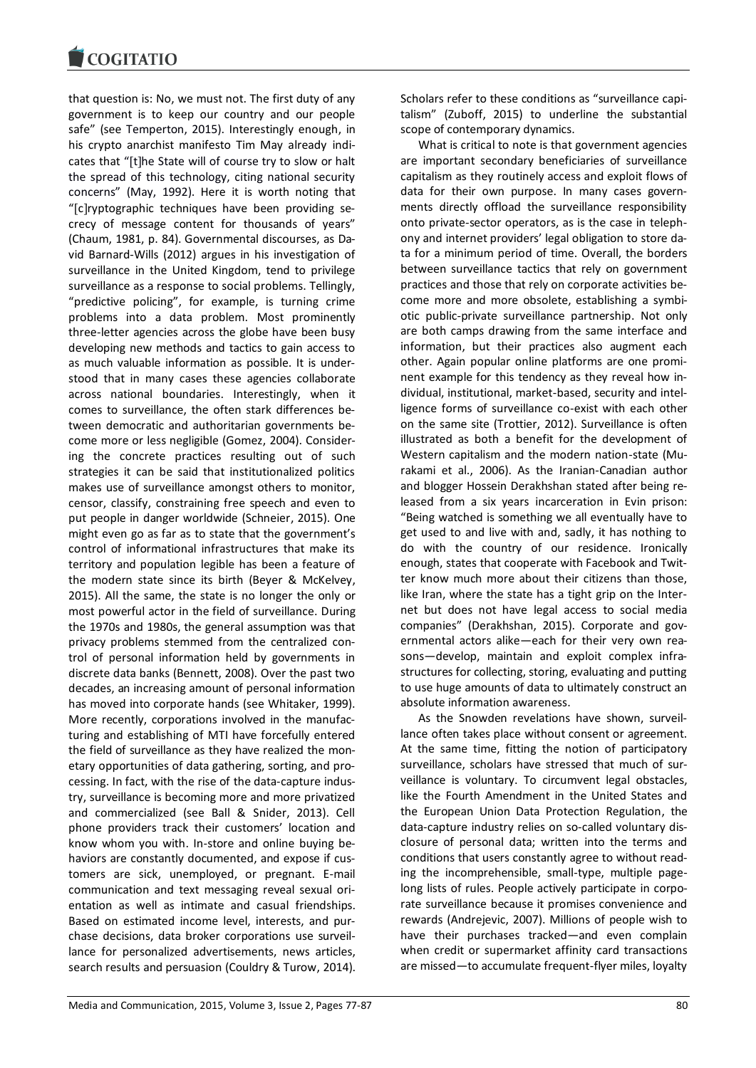that question is: No, we must not. The first duty of any government is to keep our country and our people safe" (see Temperton, 2015). Interestingly enough, in his crypto anarchist manifesto Tim May already indicates that "[t]he State will of course try to slow or halt the spread of this technology, citing national security concerns" (May, 1992). Here it is worth noting that "[c]ryptographic techniques have been providing secrecy of message content for thousands of years" (Chaum, 1981, p. 84). Governmental discourses, as David Barnard-Wills (2012) argues in his investigation of surveillance in the United Kingdom, tend to privilege surveillance as a response to social problems. Tellingly, "predictive policing", for example, is turning crime problems into a data problem. Most prominently three-letter agencies across the globe have been busy developing new methods and tactics to gain access to as much valuable information as possible. It is understood that in many cases these agencies collaborate across national boundaries. Interestingly, when it comes to surveillance, the often stark differences between democratic and authoritarian governments become more or less negligible (Gomez, 2004). Considering the concrete practices resulting out of such strategies it can be said that institutionalized politics makes use of surveillance amongst others to monitor, censor, classify, constraining free speech and even to put people in danger worldwide (Schneier, 2015). One might even go as far as to state that the government's control of informational infrastructures that make its territory and population legible has been a feature of the modern state since its birth (Beyer & McKelvey, 2015). All the same, the state is no longer the only or most powerful actor in the field of surveillance. During the 1970s and 1980s, the general assumption was that privacy problems stemmed from the centralized control of personal information held by governments in discrete data banks (Bennett, 2008). Over the past two decades, an increasing amount of personal information has moved into corporate hands (see Whitaker, 1999). More recently, corporations involved in the manufacturing and establishing of MTI have forcefully entered the field of surveillance as they have realized the monetary opportunities of data gathering, sorting, and processing. In fact, with the rise of the data-capture industry, surveillance is becoming more and more privatized and commercialized (see Ball & Snider, 2013). Cell phone providers track their customers' location and know whom you with. In-store and online buying behaviors are constantly documented, and expose if customers are sick, unemployed, or pregnant. E-mail communication and text messaging reveal sexual orientation as well as intimate and casual friendships. Based on estimated income level, interests, and purchase decisions, data broker corporations use surveillance for personalized advertisements, news articles, search results and persuasion (Couldry & Turow, 2014). Scholars refer to these conditions as "surveillance capitalism" (Zuboff, 2015) to underline the substantial scope of contemporary dynamics.

What is critical to note is that government agencies are important secondary beneficiaries of surveillance capitalism as they routinely access and exploit flows of data for their own purpose. In many cases governments directly offload the surveillance responsibility onto private-sector operators, as is the case in telephony and internet providers' legal obligation to store data for a minimum period of time. Overall, the borders between surveillance tactics that rely on government practices and those that rely on corporate activities become more and more obsolete, establishing a symbiotic public-private surveillance partnership. Not only are both camps drawing from the same interface and information, but their practices also augment each other. Again popular online platforms are one prominent example for this tendency as they reveal how individual, institutional, market-based, security and intelligence forms of surveillance co-exist with each other on the same site (Trottier, 2012). Surveillance is often illustrated as both a benefit for the development of Western capitalism and the modern nation-state (Murakami et al., 2006). As the Iranian-Canadian author and blogger Hossein Derakhshan stated after being released from a six years incarceration in Evin prison: "Being watched is something we all eventually have to get used to and live with and, sadly, it has nothing to do with the country of our residence. Ironically enough, states that cooperate with Facebook and Twitter know much more about their citizens than those, like Iran, where the state has a tight grip on the Internet but does not have legal access to social media companies" (Derakhshan, 2015). Corporate and governmental actors alike—each for their very own reasons—develop, maintain and exploit complex infrastructures for collecting, storing, evaluating and putting to use huge amounts of data to ultimately construct an absolute information awareness.

As the Snowden revelations have shown, surveillance often takes place without consent or agreement. At the same time, fitting the notion of participatory surveillance, scholars have stressed that much of surveillance is voluntary. To circumvent legal obstacles, like the Fourth Amendment in the United States and the European Union Data Protection Regulation, the data-capture industry relies on so-called voluntary disclosure of personal data; written into the terms and conditions that users constantly agree to without reading the incomprehensible, small-type, multiple page-long lists of rules. People actively participate in corporate surveillance because it promises convenience and rewards (Andrejevic, 2007). Millions of people wish to have their purchases tracked—and even complain when credit or supermarket affinity card transactions are missed—to accumulate frequent-flyer miles, loyalty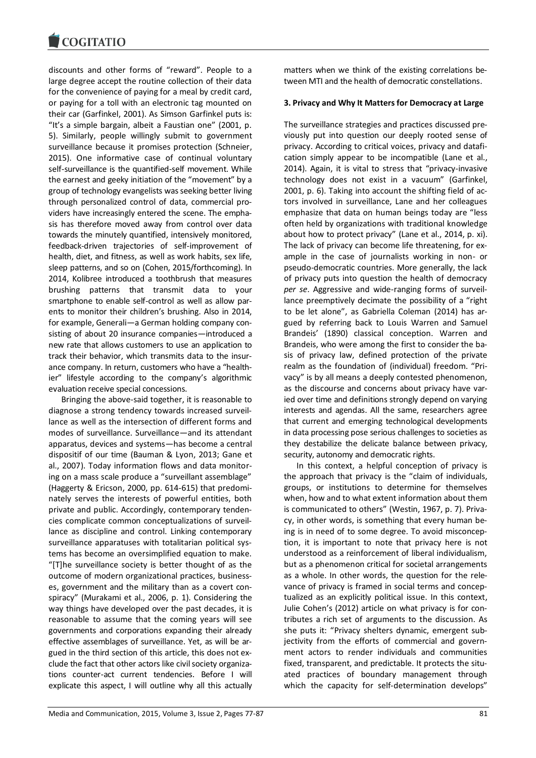discounts and other forms of "reward". People to a large degree accept the routine collection of their data for the convenience of paying for a meal by credit card, or paying for a toll with an electronic tag mounted on their car (Garfinkel, 2001). As Simson Garfinkel puts is: "It's a simple bargain, albeit a Faustian one" (2001, p. 5). Similarly, people willingly submit to government surveillance because it promises protection (Schneier, 2015). One informative case of continual voluntary self-surveillance is the quantified-self movement. While the earnest and geeky initiation of the "movement" by a group of technology evangelists was seeking better living through personalized control of data, commercial providers have increasingly entered the scene. The emphasis has therefore moved away from control over data towards the minutely quantified, intensively monitored, feedback-driven trajectories of self-improvement of health, diet, and fitness, as well as work habits, sex life, sleep patterns, and so on (Cohen, 2015/forthcoming). In 2014, Kolibree introduced a toothbrush that measures brushing patterns that transmit data to your smartphone to enable self-control as well as allow parents to monitor their children's brushing. Also in 2014, for example, Generali—a German holding company consisting of about 20 insurance companies—introduced a new rate that allows customers to use an application to track their behavior, which transmits data to the insurance company. In return, customers who have a "healthier" lifestyle according to the company's algorithmic evaluation receive special concessions.

Bringing the above-said together, it is reasonable to diagnose a strong tendency towards increased surveillance as well as the intersection of different forms and modes of surveillance. Surveillance—and its attendant apparatus, devices and systems—has become a central dispositif of our time (Bauman & Lyon, 2013; Gane et al., 2007). Today information flows and data monitoring on a mass scale produce a "surveillant assemblage" (Haggerty & Ericson, 2000, pp. 614-615) that predominately serves the interests of powerful entities, both private and public. Accordingly, contemporary tendencies complicate common conceptualizations of surveillance as discipline and control. Linking contemporary surveillance apparatuses with totalitarian political systems has become an oversimplified equation to make. "[T]he surveillance society is better thought of as the outcome of modern organizational practices, businesses, government and the military than as a covert conspiracy" (Murakami et al., 2006, p. 1). Considering the way things have developed over the past decades, it is reasonable to assume that the coming years will see governments and corporations expanding their already effective assemblages of surveillance. Yet, as will be argued in the third section of this article, this does not exclude the fact that other actors like civil society organizations counter-act current tendencies. Before I will explicate this aspect, I will outline why all this actually matters when we think of the existing correlations between MTI and the health of democratic constellations.

### 3. Privacy and Why It Matters for Democracy at Large

The surveillance strategies and practices discussed previously put into question our deeply rooted sense of privacy. According to critical voices, privacy and datafication simply appear to be incompatible (Lane et al., 2014). Again, it is vital to stress that "privacy-invasive technology does not exist in a vacuum" (Garfinkel, 2001, p. 6). Taking into account the shifting field of actors involved in surveillance, Lane and her colleagues emphasize that data on human beings today are "less often held by organizations with traditional knowledge about how to protect privacy" (Lane et al., 2014, p. xi). The lack of privacy can become life threatening, for example in the case of journalists working in non- or pseudo-democratic countries. More generally, the lack of privacy puts into question the health of democracy *per se*. Aggressive and wide-ranging forms of surveillance preemptively decimate the possibility of a "right to be let alone", as Gabriella Coleman (2014) has argued by referring back to Louis Warren and Samuel Brandeis' (1890) classical conception. Warren and Brandeis, who were among the first to consider the basis of privacy law, defined protection of the private realm as the foundation of (individual) freedom. "Privacy" is by all means a deeply contested phenomenon, as the discourse and concerns about privacy have varied over time and definitions strongly depend on varying interests and agendas. All the same, researchers agree that current and emerging technological developments in data processing pose serious challenges to societies as they destabilize the delicate balance between privacy, security, autonomy and democratic rights.

In this context, a helpful conception of privacy is the approach that privacy is the "claim of individuals, groups, or institutions to determine for themselves when, how and to what extent information about them is communicated to others" (Westin, 1967, p. 7). Privacy, in other words, is something that every human being is in need of to some degree. To avoid misconception, it is important to note that privacy here is not understood as a reinforcement of liberal individualism, but as a phenomenon critical for societal arrangements as a whole. In other words, the question for the relevance of privacy is framed in social terms and conceptualized as an explicitly political issue. In this context, Julie Cohen's (2012) article on what privacy is for contributes a rich set of arguments to the discussion. As she puts it: "Privacy shelters dynamic, emergent subjectivity from the efforts of commercial and government actors to render individuals and communities fixed, transparent, and predictable. It protects the situated practices of boundary management through which the capacity for self-determination develops"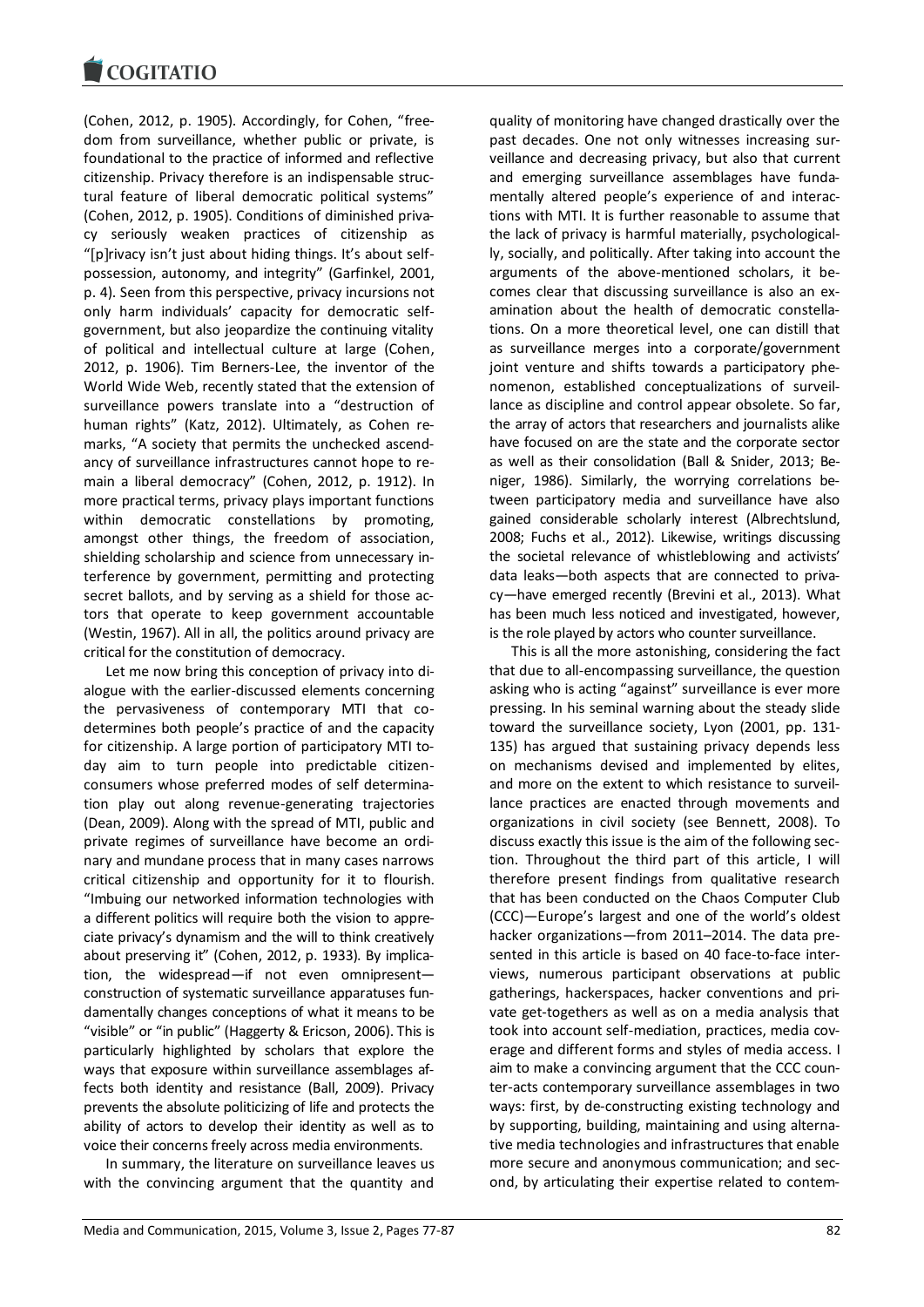(Cohen, 2012, p. 1905). Accordingly, for Cohen, "freedom from surveillance, whether public or private, is foundational to the practice of informed and reflective citizenship. Privacy therefore is an indispensable structural feature of liberal democratic political systems" (Cohen, 2012, p. 1905). Conditions of diminished privacy seriously weaken practices of citizenship as "[p]rivacy isn't just about hiding things. It's about self-possession, autonomy, and integrity" (Garfinkel, 2001, p. 4). Seen from this perspective, privacy incursions not only harm individuals' capacity for democratic self-government, but also jeopardize the continuing vitality of political and intellectual culture at large (Cohen, 2012, p. 1906). Tim Berners-Lee, the inventor of the World Wide Web, recently stated that the extension of surveillance powers translate into a "destruction of human rights" (Katz, 2012). Ultimately, as Cohen remarks, "A society that permits the unchecked ascendancy of surveillance infrastructures cannot hope to remain a liberal democracy" (Cohen, 2012, p. 1912). In more practical terms, privacy plays important functions within democratic constellations by promoting, amongst other things, the freedom of association, shielding scholarship and science from unnecessary interference by government, permitting and protecting secret ballots, and by serving as a shield for those actors that operate to keep government accountable (Westin, 1967). All in all, the politics around privacy are critical for the constitution of democracy.

Let me now bring this conception of privacy into dialogue with the earlier-discussed elements concerning the pervasiveness of contemporary MTI that co-determines both people's practice of and the capacity for citizenship. A large portion of participatory MTI today aim to turn people into predictable citizen-consumers whose preferred modes of self determination play out along revenue-generating trajectories (Dean, 2009). Along with the spread of MTI, public and private regimes of surveillance have become an ordinary and mundane process that in many cases narrows critical citizenship and opportunity for it to flourish. "Imbuing our networked information technologies with a different politics will require both the vision to appreciate privacy's dynamism and the will to think creatively about preserving it" (Cohen, 2012, p. 1933). By implication, the widespread—if not even omnipresent—construction of systematic surveillance apparatuses fundamentally changes conceptions of what it means to be "visible" or "in public" (Haggerty & Ericson, 2006). This is particularly highlighted by scholars that explore the ways that exposure within surveillance assemblages affects both identity and resistance (Ball, 2009). Privacy prevents the absolute politicizing of life and protects the ability of actors to develop their identity as well as to voice their concerns freely across media environments.

In summary, the literature on surveillance leaves us with the convincing argument that the quantity and quality of monitoring have changed drastically over the past decades. One not only witnesses increasing surveillance and decreasing privacy, but also that current and emerging surveillance assemblages have fundamentally altered people's experience of and interactions with MTI. It is further reasonable to assume that the lack of privacy is harmful materially, psychologically, socially, and politically. After taking into account the arguments of the above-mentioned scholars, it becomes clear that discussing surveillance is also an examination about the health of democratic constellations. On a more theoretical level, one can distill that as surveillance merges into a corporate/government joint venture and shifts towards a participatory phenomenon, established conceptualizations of surveillance as discipline and control appear obsolete. So far, the array of actors that researchers and journalists alike have focused on are the state and the corporate sector as well as their consolidation (Ball & Snider, 2013; Beniger, 1986). Similarly, the worrying correlations between participatory media and surveillance have also gained considerable scholarly interest (Albrechtslund, 2008; Fuchs et al., 2012). Likewise, writings discussing the societal relevance of whistleblowing and activists' data leaks—both aspects that are connected to privacy—have emerged recently (Brevini et al., 2013). What has been much less noticed and investigated, however, is the role played by actors who counter surveillance.

This is all the more astonishing, considering the fact that due to all-encompassing surveillance, the question asking who is acting "against" surveillance is ever more pressing. In his seminal warning about the steady slide toward the surveillance society, Lyon (2001, pp. 131-135) has argued that sustaining privacy depends less on mechanisms devised and implemented by elites, and more on the extent to which resistance to surveillance practices are enacted through movements and organizations in civil society (see Bennett, 2008). To discuss exactly this issue is the aim of the following section. Throughout the third part of this article, I will therefore present findings from qualitative research that has been conducted on the Chaos Computer Club (CCC)—Europe's largest and one of the world's oldest hacker organizations—from 2011–2014. The data presented in this article is based on 40 face-to-face interviews, numerous participant observations at public gatherings, hackerspaces, hacker conventions and private get-togethers as well as on a media analysis that took into account self-mediation, practices, media coverage and different forms and styles of media access. I aim to make a convincing argument that the CCC counter-acts contemporary surveillance assemblages in two ways: first, by de-constructing existing technology and by supporting, building, maintaining and using alternative media technologies and infrastructures that enable more secure and anonymous communication; and second, by articulating their expertise related to contem-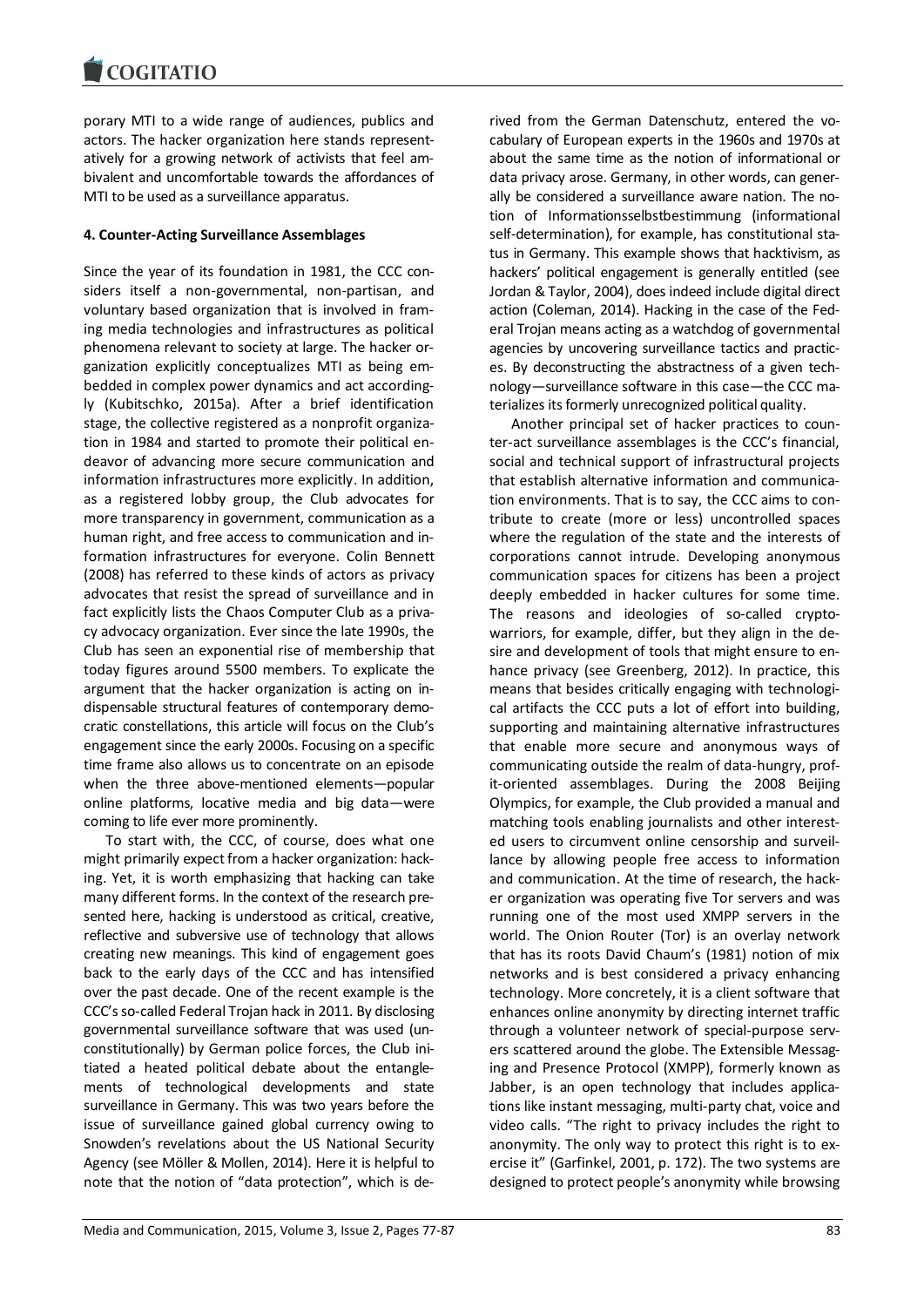porary MTI to a wide range of audiences, publics and actors. The hacker organization here stands representatively for a growing network of activists that feel ambivalent and uncomfortable towards the affordances of MTI to be used as a surveillance apparatus.

## 4. Counter-Acting Surveillance Assemblages

Since the year of its foundation in 1981, the CCC considers itself a non-governmental, non-partisan, and voluntary based organization that is involved in framing media technologies and infrastructures as political phenomena relevant to society at large. The hacker organization explicitly conceptualizes MTI as being embedded in complex power dynamics and act accordingly (Kubitschko, 2015a). After a brief identification stage, the collective registered as a nonprofit organization in 1984 and started to promote their political endeavor of advancing more secure communication and information infrastructures more explicitly. In addition, as a registered lobby group, the Club advocates for more transparency in government, communication as a human right, and free access to communication and information infrastructures for everyone. Colin Bennett (2008) has referred to these kinds of actors as privacy advocates that resist the spread of surveillance and in fact explicitly lists the Chaos Computer Club as a privacy advocacy organization. Ever since the late 1990s, the Club has seen an exponential rise of membership that today figures around 5500 members. To explicate the argument that the hacker organization is acting on indispensable structural features of contemporary democratic constellations, this article will focus on the Club's engagement since the early 2000s. Focusing on a specific time frame also allows us to concentrate on an episode when the three above-mentioned elements—popular online platforms, locative media and big data—were coming to life ever more prominently.

To start with, the CCC, of course, does what one might primarily expect from a hacker organization: hacking. Yet, it is worth emphasizing that hacking can take many different forms. In the context of the research presented here, hacking is understood as critical, creative, reflective and subversive use of technology that allows creating new meanings. This kind of engagement goes back to the early days of the CCC and has intensified over the past decade. One of the recent example is the CCC's so-called Federal Trojan hack in 2011. By disclosing governmental surveillance software that was used (unconstitutionally) by German police forces, the Club initiated a heated political debate about the entanglements of technological developments and state surveillance in Germany. This was two years before the issue of surveillance gained global currency owing to Snowden's revelations about the US National Security Agency (see Möller & Mollen, 2014). Here it is helpful to note that the notion of "data protection", which is derived from the German Datenschutz, entered the vocabulary of European experts in the 1960s and 1970s at about the same time as the notion of informational or data privacy arose. Germany, in other words, can generally be considered a surveillance aware nation. The notion of Informationsselbstbestimmung (informational self-determination), for example, has constitutional status in Germany. This example shows that hacktivism, as hackers' political engagement is generally entitled (see Jordan & Taylor, 2004), does indeed include digital direct action (Coleman, 2014). Hacking in the case of the Federal Trojan means acting as a watchdog of governmental agencies by uncovering surveillance tactics and practices. By deconstructing the abstractness of a given technology—surveillance software in this case—the CCC materializes its formerly unrecognized political quality.

Another principal set of hacker practices to counter-act surveillance assemblages is the CCC's financial, social and technical support of infrastructural projects that establish alternative information and communication environments. That is to say, the CCC aims to contribute to create (more or less) uncontrolled spaces where the regulation of the state and the interests of corporations cannot intrude. Developing anonymous communication spaces for citizens has been a project deeply embedded in hacker cultures for some time. The reasons and ideologies of so-called crypto-warriors, for example, differ, but they align in the desire and development of tools that might ensure to enhance privacy (see Greenberg, 2012). In practice, this means that besides critically engaging with technological artifacts the CCC puts a lot of effort into building, supporting and maintaining alternative infrastructures that enable more secure and anonymous ways of communicating outside the realm of data-hungry, profit-oriented assemblages. During the 2008 Beijing Olympics, for example, the Club provided a manual and matching tools enabling journalists and other interested users to circumvent online censorship and surveillance by allowing people free access to information and communication. At the time of research, the hacker organization was operating five Tor servers and was running one of the most used XMPP servers in the world. The Onion Router (Tor) is an overlay network that has its roots David Chaum's (1981) notion of mix networks and is best considered a privacy enhancing technology. More concretely, it is a client software that enhances online anonymity by directing internet traffic through a volunteer network of special-purpose servers scattered around the globe. The Extensible Messaging and Presence Protocol (XMPP), formerly known as Jabber, is an open technology that includes applications like instant messaging, multi-party chat, voice and video calls. "The right to privacy includes the right to anonymity. The only way to protect this right is to exercise it" (Garfinkel, 2001, p. 172). The two systems are designed to protect people's anonymity while browsing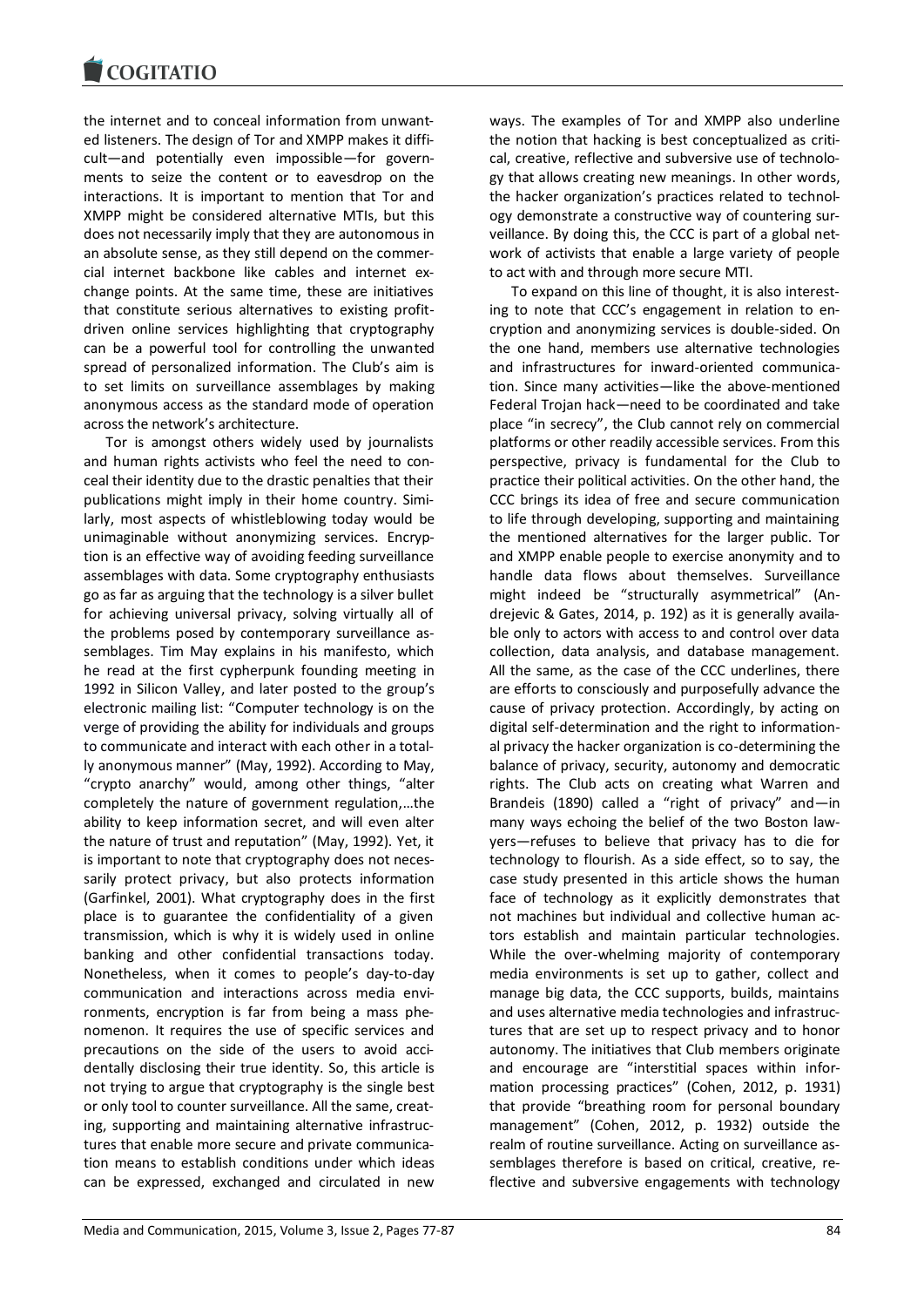the internet and to conceal information from unwanted listeners. The design of Tor and XMPP makes it difficult—and potentially even impossible—for governments to seize the content or to eavesdrop on the interactions. It is important to mention that Tor and XMPP might be considered alternative MTIs, but this does not necessarily imply that they are autonomous in an absolute sense, as they still depend on the commercial internet backbone like cables and internet exchange points. At the same time, these are initiatives that constitute serious alternatives to existing profit-driven online services highlighting that cryptography can be a powerful tool for controlling the unwanted spread of personalized information. The Club's aim is to set limits on surveillance assemblages by making anonymous access as the standard mode of operation across the network's architecture.

Tor is amongst others widely used by journalists and human rights activists who feel the need to conceal their identity due to the drastic penalties that their publications might imply in their home country. Similarly, most aspects of whistleblowing today would be unimaginable without anonymizing services. Encryption is an effective way of avoiding feeding surveillance assemblages with data. Some cryptography enthusiasts go as far as arguing that the technology is a silver bullet for achieving universal privacy, solving virtually all of the problems posed by contemporary surveillance assemblages. Tim May explains in his manifesto, which he read at the first cypherpunk founding meeting in 1992 in Silicon Valley, and later posted to the group's electronic mailing list: "Computer technology is on the verge of providing the ability for individuals and groups to communicate and interact with each other in a totally anonymous manner" (May, 1992). According to May, "crypto anarchy" would, among other things, "alter completely the nature of government regulation,…the ability to keep information secret, and will even alter the nature of trust and reputation" (May, 1992). Yet, it is important to note that cryptography does not necessarily protect privacy, but also protects information (Garfinkel, 2001). What cryptography does in the first place is to guarantee the confidentiality of a given transmission, which is why it is widely used in online banking and other confidential transactions today. Nonetheless, when it comes to people's day-to-day communication and interactions across media environments, encryption is far from being a mass phenomenon. It requires the use of specific services and precautions on the side of the users to avoid accidentally disclosing their true identity. So, this article is not trying to argue that cryptography is the single best or only tool to counter surveillance. All the same, creating, supporting and maintaining alternative infrastructures that enable more secure and private communication means to establish conditions under which ideas can be expressed, exchanged and circulated in new ways. The examples of Tor and XMPP also underline the notion that hacking is best conceptualized as critical, creative, reflective and subversive use of technology that allows creating new meanings. In other words, the hacker organization's practices related to technology demonstrate a constructive way of countering surveillance. By doing this, the CCC is part of a global network of activists that enable a large variety of people to act with and through more secure MTI.

To expand on this line of thought, it is also interesting to note that CCC's engagement in relation to encryption and anonymizing services is double-sided. On the one hand, members use alternative technologies and infrastructures for inward-oriented communication. Since many activities—like the above-mentioned Federal Trojan hack—need to be coordinated and take place "in secrecy", the Club cannot rely on commercial platforms or other readily accessible services. From this perspective, privacy is fundamental for the Club to practice their political activities. On the other hand, the CCC brings its idea of free and secure communication to life through developing, supporting and maintaining the mentioned alternatives for the larger public. Tor and XMPP enable people to exercise anonymity and to handle data flows about themselves. Surveillance might indeed be "structurally asymmetrical" (Andrejevic & Gates, 2014, p. 192) as it is generally available only to actors with access to and control over data collection, data analysis, and database management. All the same, as the case of the CCC underlines, there are efforts to consciously and purposefully advance the cause of privacy protection. Accordingly, by acting on digital self-determination and the right to informational privacy the hacker organization is co-determining the balance of privacy, security, autonomy and democratic rights. The Club acts on creating what Warren and Brandeis (1890) called a "right of privacy" and—in many ways echoing the belief of the two Boston lawyers—refuses to believe that privacy has to die for technology to flourish. As a side effect, so to say, the case study presented in this article shows the human face of technology as it explicitly demonstrates that not machines but individual and collective human actors establish and maintain particular technologies. While the over-whelming majority of contemporary media environments is set up to gather, collect and manage big data, the CCC supports, builds, maintains and uses alternative media technologies and infrastructures that are set up to respect privacy and to honor autonomy. The initiatives that Club members originate and encourage are "interstitial spaces within information processing practices" (Cohen, 2012, p. 1931) that provide "breathing room for personal boundary management" (Cohen, 2012, p. 1932) outside the realm of routine surveillance. Acting on surveillance assemblages therefore is based on critical, creative, reflective and subversive engagements with technology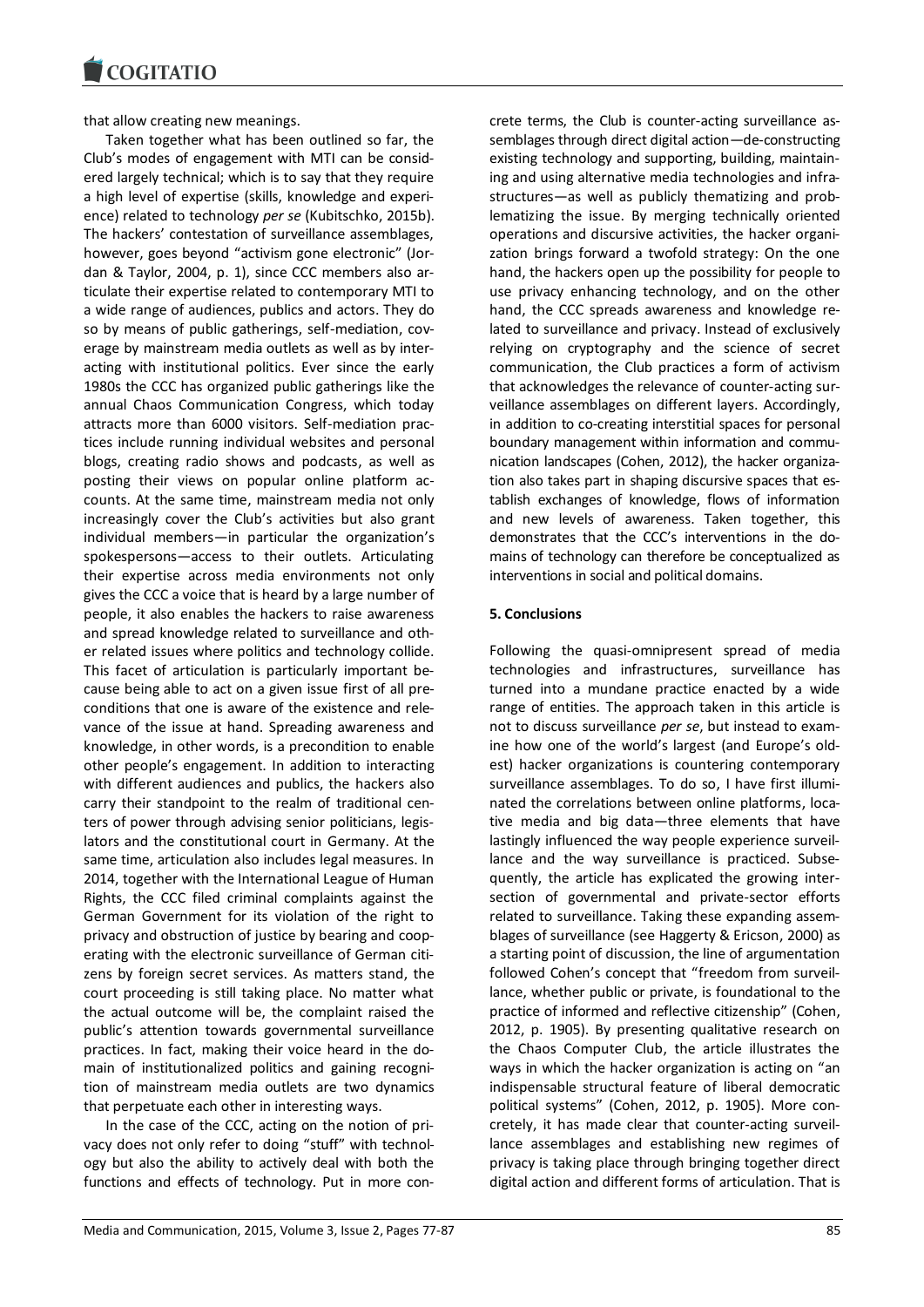that allow creating new meanings.

Taken together what has been outlined so far, the Club's modes of engagement with MTI can be considered largely technical; which is to say that they require a high level of expertise (skills, knowledge and experience) related to technology *per se* (Kubitschko, 2015b). The hackers' contestation of surveillance assemblages, however, goes beyond "activism gone electronic" (Jordan & Taylor, 2004, p. 1), since CCC members also articulate their expertise related to contemporary MTI to a wide range of audiences, publics and actors. They do so by means of public gatherings, self-mediation, coverage by mainstream media outlets as well as by interacting with institutional politics. Ever since the early 1980s the CCC has organized public gatherings like the annual Chaos Communication Congress, which today attracts more than 6000 visitors. Self-mediation practices include running individual websites and personal blogs, creating radio shows and podcasts, as well as posting their views on popular online platform accounts. At the same time, mainstream media not only increasingly cover the Club's activities but also grant individual members—in particular the organization's spokespersons—access to their outlets. Articulating their expertise across media environments not only gives the CCC a voice that is heard by a large number of people, it also enables the hackers to raise awareness and spread knowledge related to surveillance and other related issues where politics and technology collide. This facet of articulation is particularly important because being able to act on a given issue first of all preconditions that one is aware of the existence and relevance of the issue at hand. Spreading awareness and knowledge, in other words, is a precondition to enable other people's engagement. In addition to interacting with different audiences and publics, the hackers also carry their standpoint to the realm of traditional centers of power through advising senior politicians, legislators and the constitutional court in Germany. At the same time, articulation also includes legal measures. In 2014, together with the International League of Human Rights, the CCC filed criminal complaints against the German Government for its violation of the right to privacy and obstruction of justice by bearing and cooperating with the electronic surveillance of German citizens by foreign secret services. As matters stand, the court proceeding is still taking place. No matter what the actual outcome will be, the complaint raised the public's attention towards governmental surveillance practices. In fact, making their voice heard in the domain of institutionalized politics and gaining recognition of mainstream media outlets are two dynamics that perpetuate each other in interesting ways.

In the case of the CCC, acting on the notion of privacy does not only refer to doing "stuff" with technology but also the ability to actively deal with both the functions and effects of technology. Put in more concrete terms, the Club is counter-acting surveillance assemblages through direct digital action—de-constructing existing technology and supporting, building, maintaining and using alternative media technologies and infrastructures—as well as publicly thematizing and problematizing the issue. By merging technically oriented operations and discursive activities, the hacker organization brings forward a twofold strategy: On the one hand, the hackers open up the possibility for people to use privacy enhancing technology, and on the other hand, the CCC spreads awareness and knowledge related to surveillance and privacy. Instead of exclusively relying on cryptography and the science of secret communication, the Club practices a form of activism that acknowledges the relevance of counter-acting surveillance assemblages on different layers. Accordingly, in addition to co-creating interstitial spaces for personal boundary management within information and communication landscapes (Cohen, 2012), the hacker organization also takes part in shaping discursive spaces that establish exchanges of knowledge, flows of information and new levels of awareness. Taken together, this demonstrates that the CCC's interventions in the domains of technology can therefore be conceptualized as interventions in social and political domains.

## 5. Conclusions

Following the quasi-omnipresent spread of media technologies and infrastructures, surveillance has turned into a mundane practice enacted by a wide range of entities. The approach taken in this article is not to discuss surveillance *per se*, but instead to examine how one of the world's largest (and Europe's oldest) hacker organizations is countering contemporary surveillance assemblages. To do so, I have first illuminated the correlations between online platforms, locative media and big data—three elements that have lastingly influenced the way people experience surveillance and the way surveillance is practiced. Subsequently, the article has explicated the growing intersection of governmental and private-sector efforts related to surveillance. Taking these expanding assemblages of surveillance (see Haggerty & Ericson, 2000) as a starting point of discussion, the line of argumentation followed Cohen's concept that "freedom from surveillance, whether public or private, is foundational to the practice of informed and reflective citizenship" (Cohen, 2012, p. 1905). By presenting qualitative research on the Chaos Computer Club, the article illustrates the ways in which the hacker organization is acting on "an indispensable structural feature of liberal democratic political systems" (Cohen, 2012, p. 1905). More concretely, it has made clear that counter-acting surveillance assemblages and establishing new regimes of privacy is taking place through bringing together direct digital action and different forms of articulation. That is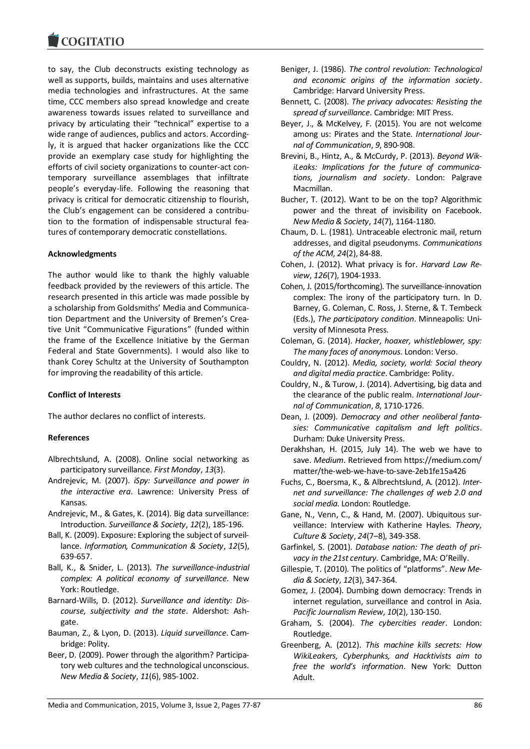to say, the Club deconstructs existing technology as well as supports, builds, maintains and uses alternative media technologies and infrastructures. At the same time, CCC members also spread knowledge and create awareness towards issues related to surveillance and privacy by articulating their "technical" expertise to a wide range of audiences, publics and actors. Accordingly, it is argued that hacker organizations like the CCC provide an exemplary case study for highlighting the efforts of civil society organizations to counter-act contemporary surveillance assemblages that infiltrate people's everyday-life. Following the reasoning that privacy is critical for democratic citizenship to flourish, the Club's engagement can be considered a contribution to the formation of indispensable structural features of contemporary democratic constellations.

**Acknowledgments**

The author would like to thank the highly valuable feedback provided by the reviewers of this article. The research presented in this article was made possible by a scholarship from Goldsmiths' Media and Communication Department and the University of Bremen's Creative Unit "Communicative Figurations" (funded within the frame of the Excellence Initiative by the German Federal and State Governments). I would also like to thank Corey Schultz at the University of Southampton for improving the readability of this article.

**Conflict of Interests**

The author declares no conflict of interests.

**References**

Albrechtslund, A. (2008). Online social networking as participatory surveillance. *First Monday*, *13*(3).

Andrejevic, M. (2007). *iSpy: Surveillance and power in the interactive era*. Lawrence: University Press of Kansas.

Andrejevic, M., & Gates, K. (2014). Big data surveillance: Introduction. *Surveillance & Society*, *12*(2), 185-196.

Ball, K. (2009). Exposure: Exploring the subject of surveillance. *Information, Communication & Society*, *12*(5), 639-657.

Ball, K., & Snider, L. (2013). *The surveillance-industrial complex: A political economy of surveillance*. New York: Routledge.

Barnard-Wills, D. (2012). *Surveillance and identity: Discourse, subjectivity and the state*. Aldershot: Ashgate.

Bauman, Z., & Lyon, D. (2013). *Liquid surveillance*. Cambridge: Polity.

Beer, D. (2009). Power through the algorithm? Participatory web cultures and the technological unconscious. *New Media & Society*, *11*(6), 985-1002.

Beniger, J. (1986). *The control revolution: Technological and economic origins of the information society*. Cambridge: Harvard University Press.

Bennett, C. (2008). *The privacy advocates: Resisting the spread of surveillance*. Cambridge: MIT Press.

Beyer, J., & McKelvey, F. (2015). You are not welcome among us: Pirates and the State. *International Journal of Communication*, *9*, 890-908.

Brevini, B., Hintz, A., & McCurdy, P. (2013). *Beyond WikiLeaks: Implications for the future of communications, journalism and society*. London: Palgrave Macmillan.

Bucher, T. (2012). Want to be on the top? Algorithmic power and the threat of invisibility on Facebook. *New Media & Society*, *14*(7), 1164-1180.

Chaum, D. L. (1981). Untraceable electronic mail, return addresses, and digital pseudonyms. *Communications of the ACM*, *24*(2), 84-88.

Cohen, J. (2012). What privacy is for. *Harvard Law Review*, *126*(7), 1904-1933.

Cohen, J. (2015/forthcoming). The surveillance-innovation complex: The irony of the participatory turn. In D. Barney, G. Coleman, C. Ross, J. Sterne, & T. Tembeck (Eds.), *The participatory condition*. Minneapolis: University of Minnesota Press.

Coleman, G. (2014). *Hacker, hoaxer, whistleblower, spy: The many faces of anonymous*. London: Verso.

Couldry, N. (2012). *Media, society, world: Social theory and digital media practice*. Cambridge: Polity.

Couldry, N., & Turow, J. (2014). Advertising, big data and the clearance of the public realm. *International Journal of Communication*, *8*, 1710-1726.

Dean, J. (2009). *Democracy and other neoliberal fantasies: Communicative capitalism and left politics*. Durham: Duke University Press.

Derakhshan, H. (2015, July 14). The web we have to save. *Medium*. Retrieved from https://medium.com/matter/the-web-we-have-to-save-2eb1fe15a426

Fuchs, C., Boersma, K., & Albrechtslund, A. (2012). *Internet and surveillance: The challenges of web 2.0 and social media*. London: Routledge.

Gane, N., Venn, C., & Hand, M. (2007). Ubiquitous surveillance: Interview with Katherine Hayles. *Theory, Culture & Society*, *24*(7–8), 349-358.

Garfinkel, S. (2001). *Database nation: The death of privacy in the 21st century*. Cambridge, MA: O'Reilly.

Gillespie, T. (2010). The politics of "platforms". *New Media & Society*, *12*(3), 347-364.

Gomez, J. (2004). Dumbing down democracy: Trends in internet regulation, surveillance and control in Asia. *Pacific Journalism Review*, *10*(2), 130-150.

Graham, S. (2004). *The cybercities reader*. London: Routledge.

Greenberg, A. (2012). *This machine kills secrets: How WikiLeakers, Cyberphunks, and Hacktivists aim to free the world's information*. New York: Dutton Adult.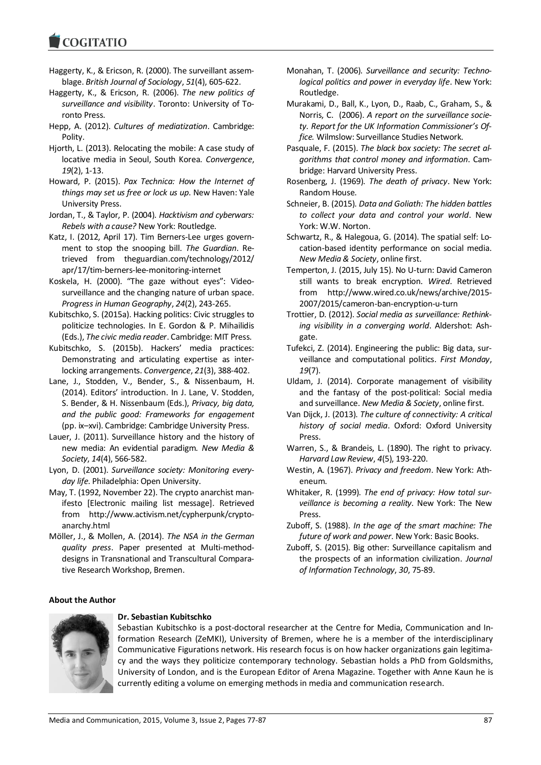Haggerty, K., & Ericson, R. (2000). The surveillant assemblage. *British Journal of Sociology*, *51*(4), 605-622.

Haggerty, K., & Ericson, R. (2006). *The new politics of surveillance and visibility*. Toronto: University of Toronto Press.

Hepp, A. (2012). *Cultures of mediatization*. Cambridge: Polity.

Hjorth, L. (2013). Relocating the mobile: A case study of locative media in Seoul, South Korea. *Convergence*, *19*(2), 1-13.

Howard, P. (2015). *Pax Technica: How the Internet of things may set us free or lock us up*. New Haven: Yale University Press.

Jordan, T., & Taylor, P. (2004). *Hacktivism and cyberwars: Rebels with a cause?* New York: Routledge.

Katz, I. (2012, April 17). Tim Berners-Lee urges government to stop the snooping bill. *The Guardian*. Retrieved from theguardian.com/technology/2012/apr/17/tim-berners-lee-monitoring-internet

Koskela, H. (2000). "The gaze without eyes": Video-surveillance and the changing nature of urban space. *Progress in Human Geography*, *24*(2), 243-265.

Kubitschko, S. (2015a). Hacking politics: Civic struggles to politicize technologies. In E. Gordon & P. Mihailidis (Eds.), *The civic media reader*. Cambridge: MIT Press.

Kubitschko, S. (2015b). Hackers' media practices: Demonstrating and articulating expertise as interlocking arrangements. *Convergence*, *21*(3), 388-402.

Lane, J., Stodden, V., Bender, S., & Nissenbaum, H. (2014). Editors' introduction. In J. Lane, V. Stodden, S. Bender, & H. Nissenbaum (Eds.), *Privacy, big data, and the public good: Frameworks for engagement* (pp. ix–xvi). Cambridge: Cambridge University Press.

Lauer, J. (2011). Surveillance history and the history of new media: An evidential paradigm. *New Media & Society*, *14*(4), 566-582.

Lyon, D. (2001). *Surveillance society: Monitoring everyday life*. Philadelphia: Open University.

May, T. (1992, November 22). The crypto anarchist manifesto [Electronic mailing list message]. Retrieved from http://www.activism.net/cypherpunk/crypto-anarchy.html

Möller, J., & Mollen, A. (2014). *The NSA in the German quality press*. Paper presented at Multi-method-designs in Transnational and Transcultural Comparative Research Workshop, Bremen.

Monahan, T. (2006). *Surveillance and security: Technological politics and power in everyday life*. New York: Routledge.

Murakami, D., Ball, K., Lyon, D., Raab, C., Graham, S., & Norris, C. (2006). *A report on the surveillance society. Report for the UK Information Commissioner's Office.* Wilmslow: Surveillance Studies Network.

Pasquale, F. (2015). *The black box society: The secret algorithms that control money and information*. Cambridge: Harvard University Press.

Rosenberg, J. (1969). *The death of privacy*. New York: Random House.

Schneier, B. (2015). *Data and Goliath: The hidden battles to collect your data and control your world*. New York: W.W. Norton.

Schwartz, R., & Halegoua, G. (2014). The spatial self: Location-based identity performance on social media. *New Media & Society*, online first.

Temperton, J. (2015, July 15). No U-turn: David Cameron still wants to break encryption. *Wired*. Retrieved from http://www.wired.co.uk/news/archive/2015-2007/2015/cameron-ban-encryption-u-turn

Trottier, D. (2012). *Social media as surveillance: Rethinking visibility in a converging world*. Aldershot: Ashgate.

Tufekci, Z. (2014). Engineering the public: Big data, surveillance and computational politics. *First Monday*, *19*(7).

Uldam, J. (2014). Corporate management of visibility and the fantasy of the post-political: Social media and surveillance. *New Media & Society*, online first.

Van Dijck, J. (2013). *The culture of connectivity: A critical history of social media*. Oxford: Oxford University Press.

Warren, S., & Brandeis, L. (1890). The right to privacy. *Harvard Law Review*, *4*(5), 193-220.

Westin, A. (1967). *Privacy and freedom*. New York: Atheneum.

Whitaker, R. (1999). *The end of privacy: How total surveillance is becoming a reality*. New York: The New Press.

Zuboff, S. (1988). *In the age of the smart machine: The future of work and power*. New York: Basic Books.

Zuboff, S. (2015). Big other: Surveillance capitalism and the prospects of an information civilization. *Journal of Information Technology*, *30*, 75-89.

**About the Author**

**Dr. Sebastian Kubitschko**

Sebastian Kubitschko is a post-doctoral researcher at the Centre for Media, Communication and Information Research (ZeMKI), University of Bremen, where he is a member of the interdisciplinary Communicative Figurations network. His research focus is on how hacker organizations gain legitimacy and the ways they politicize contemporary technology. Sebastian holds a PhD from Goldsmiths, University of London, and is the European Editor of Arena Magazine. Together with Anne Kaun he is currently editing a volume on emerging methods in media and communication research.